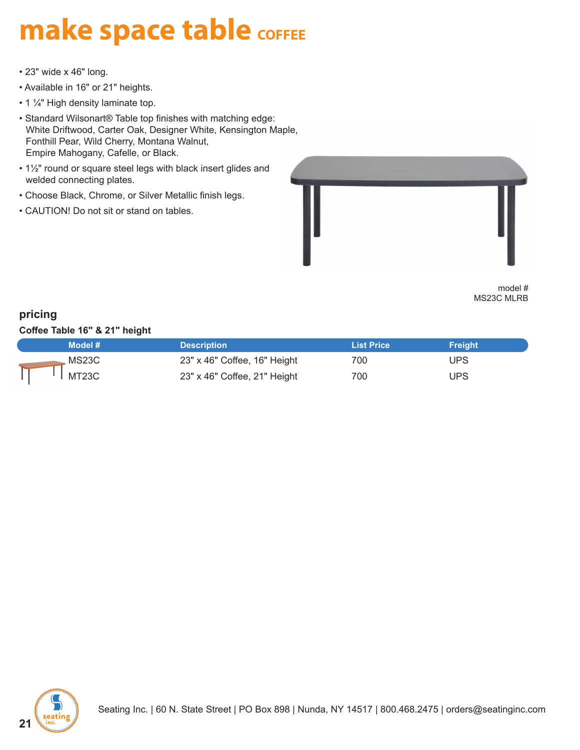# make space table COFFEE

- 23" wide x 46" long.
- Available in 16" or 21" heights.
- 1 ¼" High density laminate top.
- Standard Wilsonart® Table top finishes with matching edge: White Driftwood, Carter Oak, Designer White, Kensington Maple, Fonthill Pear, Wild Cherry, Montana Walnut, Empire Mahogany, Cafelle, or Black.
- 1½" round or square steel legs with black insert glides and welded connecting plates.
- Choose Black, Chrome, or Silver Metallic finish legs.
- CAUTION! Do not sit or stand on tables.

model #
MS23C MLRB

## pricing

**Coffee Table 16" & 21" height**

| Model # | Description | List Price | Freight |
|---|---|---|---|
| MS23C | 23" x 46" Coffee, 16" Height | 700 | UPS |
| MT23C | 23" x 46" Coffee, 21" Height | 700 | UPS |

Seating Inc. | 60 N. State Street | PO Box 898 | Nunda, NY 14517 | 800.468.2475 | orders@seatinginc.com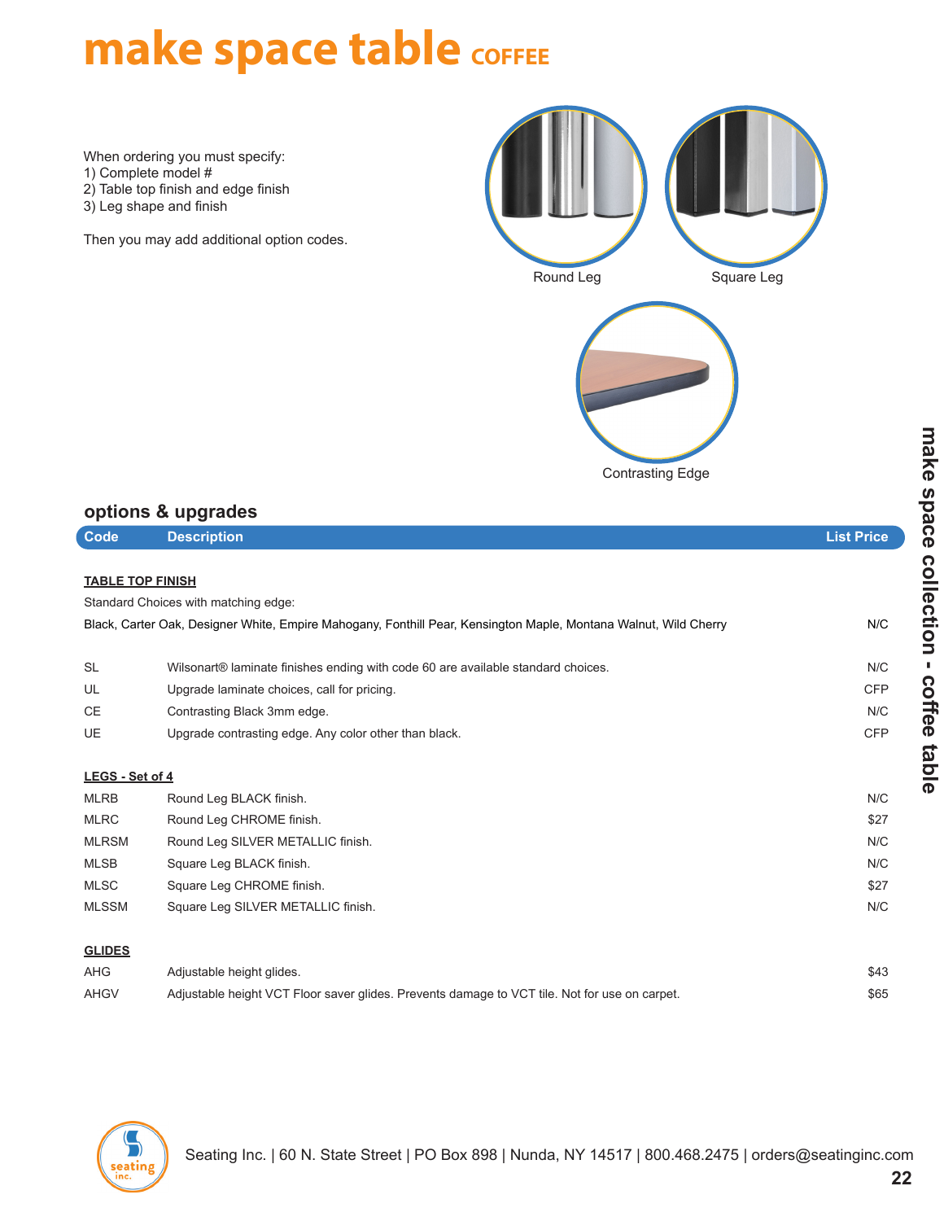# make space table COFFEE

When ordering you must specify:
1) Complete model #
2) Table top finish and edge finish
3) Leg shape and finish

Then you may add additional option codes.

Round Leg

Square Leg

Contrasting Edge

## options & upgrades

| Code | Description | List Price |
|---|---|---|
| **TABLE TOP FINISH** | | |
| Standard Choices with matching edge: | | |
| Black, Carter Oak, Designer White, Empire Mahogany, Fonthill Pear, Kensington Maple, Montana Walnut, Wild Cherry | | N/C |
| SL | Wilsonart® laminate finishes ending with code 60 are available standard choices. | N/C |
| UL | Upgrade laminate choices, call for pricing. | CFP |
| CE | Contrasting Black 3mm edge. | N/C |
| UE | Upgrade contrasting edge. Any color other than black. | CFP |
| **LEGS - Set of 4** | | |
| MLRB | Round Leg BLACK finish. | N/C |
| MLRC | Round Leg CHROME finish. | $27 |
| MLRSM | Round Leg SILVER METALLIC finish. | N/C |
| MLSB | Square Leg BLACK finish. | N/C |
| MLSC | Square Leg CHROME finish. | $27 |
| MLSSM | Square Leg SILVER METALLIC finish. | N/C |
| **GLIDES** | | |
| AHG | Adjustable height glides. | $43 |
| AHGV | Adjustable height VCT Floor saver glides. Prevents damage to VCT tile. Not for use on carpet. | $65 |

Seating Inc. | 60 N. State Street | PO Box 898 | Nunda, NY 14517 | 800.468.2475 | orders@seatinginc.com